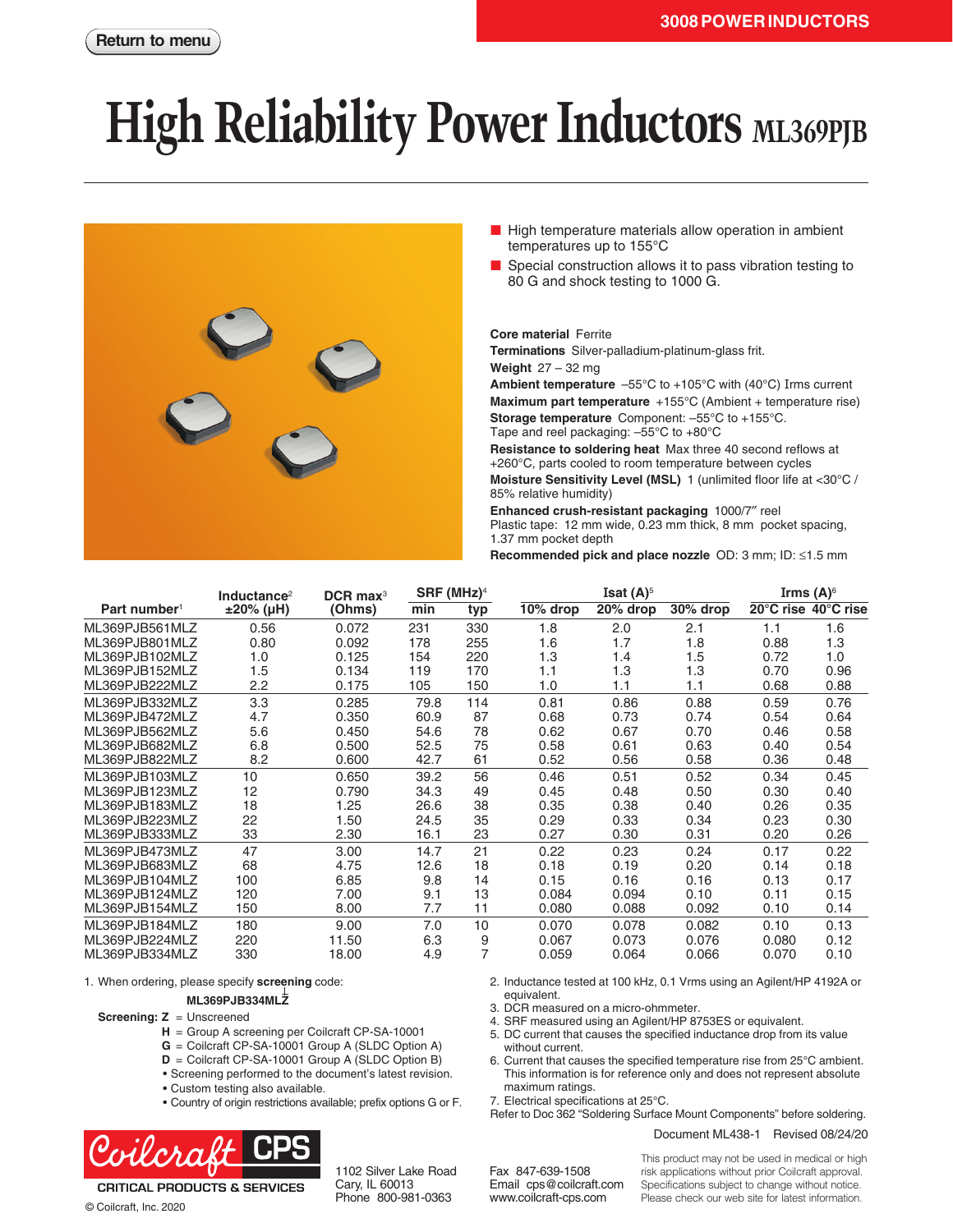# High Reliability Power Inductors ML369PJB

- High temperature materials allow operation in ambient temperatures up to 155°C
- Special construction allows it to pass vibration testing to 80 G and shock testing to 1000 G.

**Core material** Ferrite
**Terminations** Silver-palladium-platinum-glass frit.
**Weight** 27 – 32 mg
**Ambient temperature** –55°C to +105°C with (40°C) Irms current
**Maximum part temperature** +155°C (Ambient + temperature rise)
**Storage temperature** Component: –55°C to +155°C.
Tape and reel packaging: –55°C to +80°C
**Resistance to soldering heat** Max three 40 second reflows at +260°C, parts cooled to room temperature between cycles
**Moisture Sensitivity Level (MSL)** 1 (unlimited floor life at <30°C / 85% relative humidity)
**Enhanced crush-resistant packaging** 1000/7″ reel
Plastic tape: 12 mm wide, 0.23 mm thick, 8 mm pocket spacing, 1.37 mm pocket depth
**Recommended pick and place nozzle** OD: 3 mm; ID: ≤1.5 mm

| Part number[1] | Inductance[2] ±20% (µH) | DCR max[3] (Ohms) | SRF (MHz)[4] min | SRF (MHz)[4] typ | Isat (A)[5] 10% drop | Isat (A)[5] 20% drop | Isat (A)[5] 30% drop | Irms (A)[6] 20°C rise | Irms (A)[6] 40°C rise |
|---|---|---|---|---|---|---|---|---|---|
| ML369PJB561MLZ | 0.56 | 0.072 | 231 | 330 | 1.8 | 2.0 | 2.1 | 1.1 | 1.6 |
| ML369PJB801MLZ | 0.80 | 0.092 | 178 | 255 | 1.6 | 1.7 | 1.8 | 0.88 | 1.3 |
| ML369PJB102MLZ | 1.0 | 0.125 | 154 | 220 | 1.3 | 1.4 | 1.5 | 0.72 | 1.0 |
| ML369PJB152MLZ | 1.5 | 0.134 | 119 | 170 | 1.1 | 1.3 | 1.3 | 0.70 | 0.96 |
| ML369PJB222MLZ | 2.2 | 0.175 | 105 | 150 | 1.0 | 1.1 | 1.1 | 0.68 | 0.88 |
| ML369PJB332MLZ | 3.3 | 0.285 | 79.8 | 114 | 0.81 | 0.86 | 0.88 | 0.59 | 0.76 |
| ML369PJB472MLZ | 4.7 | 0.350 | 60.9 | 87 | 0.68 | 0.73 | 0.74 | 0.54 | 0.64 |
| ML369PJB562MLZ | 5.6 | 0.450 | 54.6 | 78 | 0.62 | 0.67 | 0.70 | 0.46 | 0.58 |
| ML369PJB682MLZ | 6.8 | 0.500 | 52.5 | 75 | 0.58 | 0.61 | 0.63 | 0.40 | 0.54 |
| ML369PJB822MLZ | 8.2 | 0.600 | 42.7 | 61 | 0.52 | 0.56 | 0.58 | 0.36 | 0.48 |
| ML369PJB103MLZ | 10 | 0.650 | 39.2 | 56 | 0.46 | 0.51 | 0.52 | 0.34 | 0.45 |
| ML369PJB123MLZ | 12 | 0.790 | 34.3 | 49 | 0.45 | 0.48 | 0.50 | 0.30 | 0.40 |
| ML369PJB183MLZ | 18 | 1.25 | 26.6 | 38 | 0.35 | 0.38 | 0.40 | 0.26 | 0.35 |
| ML369PJB223MLZ | 22 | 1.50 | 24.5 | 35 | 0.29 | 0.33 | 0.34 | 0.23 | 0.30 |
| ML369PJB333MLZ | 33 | 2.30 | 16.1 | 23 | 0.27 | 0.30 | 0.31 | 0.20 | 0.26 |
| ML369PJB473MLZ | 47 | 3.00 | 14.7 | 21 | 0.22 | 0.23 | 0.24 | 0.17 | 0.22 |
| ML369PJB683MLZ | 68 | 4.75 | 12.6 | 18 | 0.18 | 0.19 | 0.20 | 0.14 | 0.18 |
| ML369PJB104MLZ | 100 | 6.85 | 9.8 | 14 | 0.15 | 0.16 | 0.16 | 0.13 | 0.17 |
| ML369PJB124MLZ | 120 | 7.00 | 9.1 | 13 | 0.084 | 0.094 | 0.10 | 0.11 | 0.15 |
| ML369PJB154MLZ | 150 | 8.00 | 7.7 | 11 | 0.080 | 0.088 | 0.092 | 0.10 | 0.14 |
| ML369PJB184MLZ | 180 | 9.00 | 7.0 | 10 | 0.070 | 0.078 | 0.082 | 0.10 | 0.13 |
| ML369PJB224MLZ | 220 | 11.50 | 6.3 | 9 | 0.067 | 0.073 | 0.076 | 0.080 | 0.12 |
| ML369PJB334MLZ | 330 | 18.00 | 4.9 | 7 | 0.059 | 0.064 | 0.066 | 0.070 | 0.10 |

1. When ordering, please specify **screening** code:

   **ML369PJB334MLZ**

   **Screening: Z** = Unscreened
   **H** = Group A screening per Coilcraft CP-SA-10001
   **G** = Coilcraft CP-SA-10001 Group A (SLDC Option A)
   **D** = Coilcraft CP-SA-10001 Group A (SLDC Option B)
   - Screening performed to the document's latest revision.
   - Custom testing also available.
   - Country of origin restrictions available; prefix options G or F.
2. Inductance tested at 100 kHz, 0.1 Vrms using an Agilent/HP 4192A or equivalent.
3. DCR measured on a micro-ohmmeter.
4. SRF measured using an Agilent/HP 8753ES or equivalent.
5. DC current that causes the specified inductance drop from its value without current.
6. Current that causes the specified temperature rise from 25°C ambient. This information is for reference only and does not represent absolute maximum ratings.
7. Electrical specifications at 25°C.

Refer to Doc 362 "Soldering Surface Mount Components" before soldering.

Document ML438-1 Revised 08/24/20

Coilcraft CPS — CRITICAL PRODUCTS & SERVICES
© Coilcraft, Inc. 2020

1102 Silver Lake Road
Cary, IL 60013
Phone 800-981-0363

Fax 847-639-1508
Email cps@coilcraft.com
www.coilcraft-cps.com

This product may not be used in medical or high risk applications without prior Coilcraft approval. Specifications subject to change without notice. Please check our web site for latest information.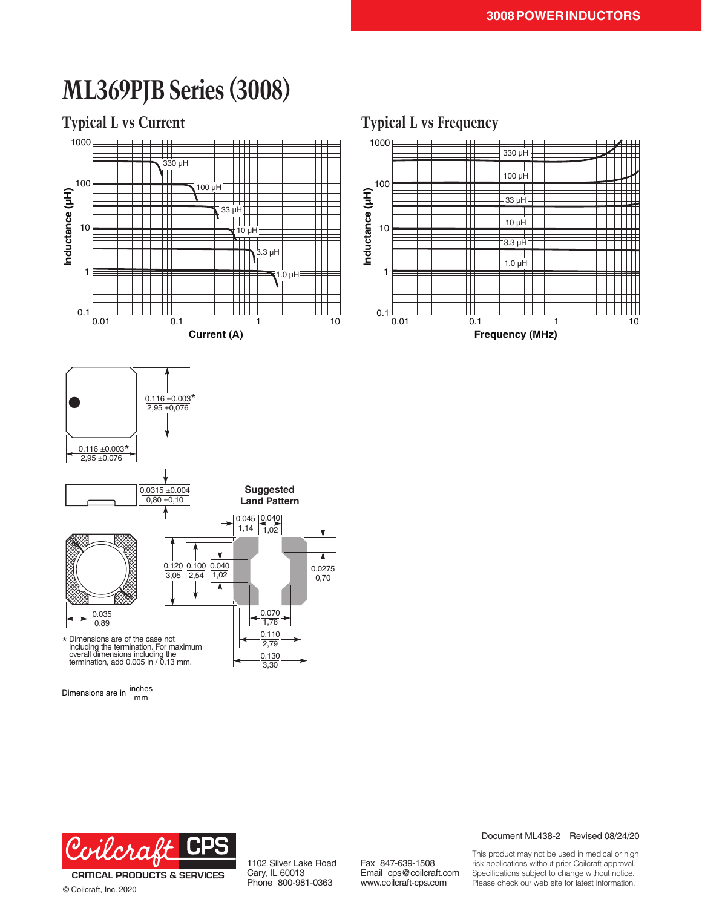# ML369PJB Series (3008)

## Typical L vs Current

1000
100
10
1
0.1
Inductance (µH)
0.01
0.1
1
10
Current (A)
330 µH
100 µH
33 µH
10 µH
3.3 µH
1.0 µH

## Typical L vs Frequency

1000
100
10
1
0.1
Inductance (µH)
0.01
0.1
1
10
Frequency (MHz)
330 µH
100 µH
33 µH
10 µH
3.3 µH
1.0 µH

0.116 ±0.003*
2,95 ±0,076

0.116 ±0.003*
2,95 ±0,076

0.0315 ±0.004
0,80 ±0,10

0.035
0,89

**Suggested Land Pattern**

0.045
1,14

0.040
1,02

0.120
3,05

0.100
2,54

0.040
1,02

0.0275
0,70

0.070
1,78

0.110
2,79

0.130
3,30

* Dimensions are of the case not including the termination. For maximum overall dimensions including the termination, add 0.005 in / 0,13 mm.

Dimensions are in inches / mm

Document ML438-2 Revised 08/24/20

Coilcraft CPS
CRITICAL PRODUCTS & SERVICES
© Coilcraft, Inc. 2020

1102 Silver Lake Road
Cary, IL 60013
Phone 800-981-0363

Fax 847-639-1508
Email cps@coilcraft.com
www.coilcraft-cps.com

This product may not be used in medical or high risk applications without prior Coilcraft approval. Specifications subject to change without notice. Please check our web site for latest information.